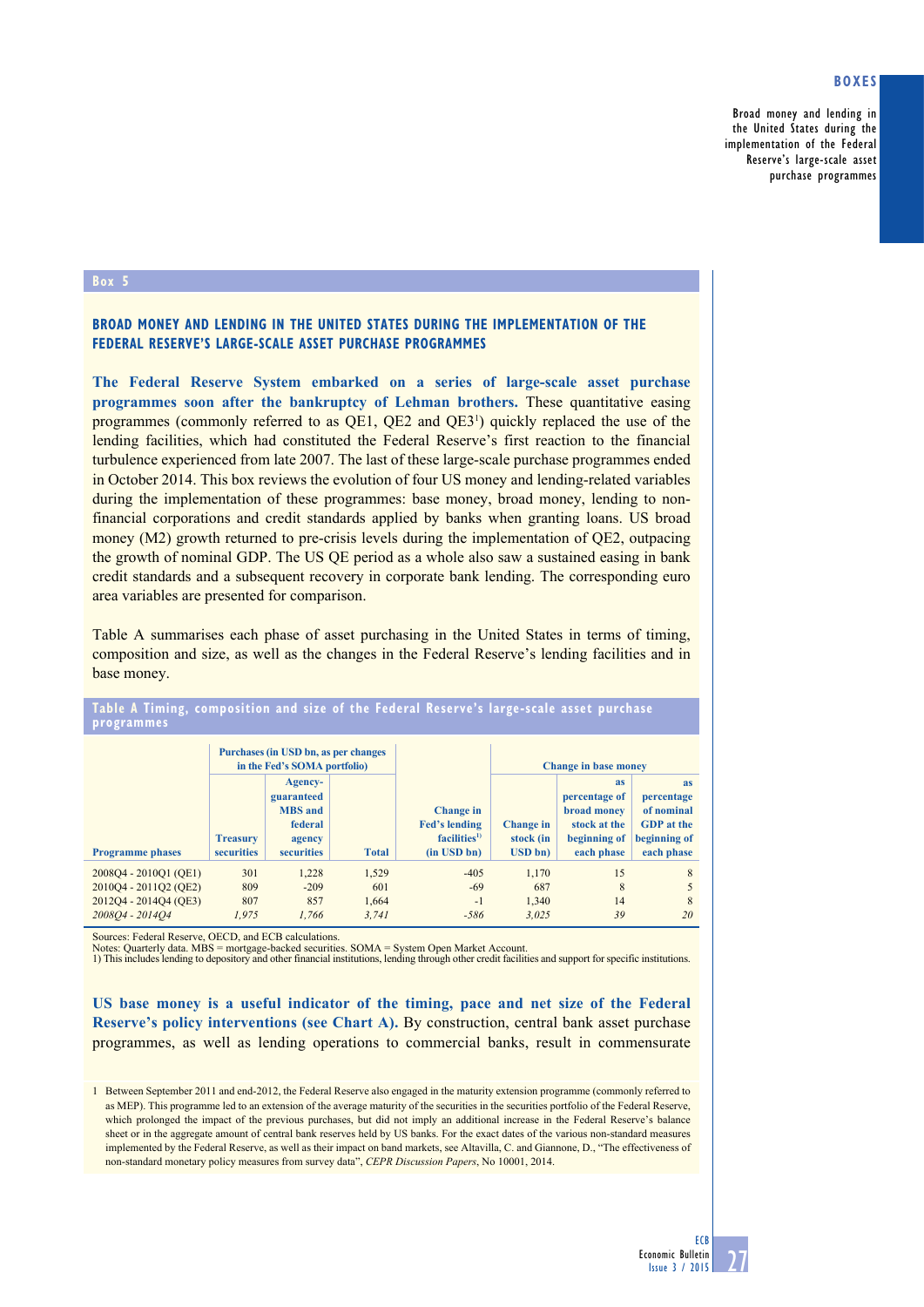Box 5

## BROAD MONEY AND LENDING IN THE UNITED STATES DURING THE IMPLEMENTATION OF THE FEDERAL RESERVE'S LARGE-SCALE ASSET PURCHASE PROGRAMMES

**The Federal Reserve System embarked on a series of large-scale asset purchase programmes soon after the bankruptcy of Lehman brothers.** These quantitative easing programmes (commonly referred to as QE1, QE2 and QE3[1]) quickly replaced the use of the lending facilities, which had constituted the Federal Reserve's first reaction to the financial turbulence experienced from late 2007. The last of these large-scale purchase programmes ended in October 2014. This box reviews the evolution of four US money and lending-related variables during the implementation of these programmes: base money, broad money, lending to non-financial corporations and credit standards applied by banks when granting loans. US broad money (M2) growth returned to pre-crisis levels during the implementation of QE2, outpacing the growth of nominal GDP. The US QE period as a whole also saw a sustained easing in bank credit standards and a subsequent recovery in corporate bank lending. The corresponding euro area variables are presented for comparison.

Table A summarises each phase of asset purchasing in the United States in terms of timing, composition and size, as well as the changes in the Federal Reserve's lending facilities and in base money.

**Table A Timing, composition and size of the Federal Reserve's large-scale asset purchase programmes**

| | Purchases (in USD bn, as per changes in the Fed's SOMA portfolio) | | | | Change in base money | | |
|---|---|---|---|---|---|---|---|
| Programme phases | Treasury securities | Agency-guaranteed MBS and federal agency securities | Total | Change in Fed's lending facilities[1)] (in USD bn) | Change in stock (in USD bn) | as percentage of broad money stock at the beginning of each phase | as percentage of nominal GDP at the beginning of each phase |
| 2008Q4 - 2010Q1 (QE1) | 301 | 1,228 | 1,529 | -405 | 1,170 | 15 | 8 |
| 2010Q4 - 2011Q2 (QE2) | 809 | -209 | 601 | -69 | 687 | 8 | 5 |
| 2012Q4 - 2014Q4 (QE3) | 807 | 857 | 1,664 | -1 | 1,340 | 14 | 8 |
| *2008Q4 - 2014Q4* | *1,975* | *1,766* | *3,741* | *-586* | *3,025* | *39* | *20* |

Sources: Federal Reserve, OECD, and ECB calculations.
Notes: Quarterly data. MBS = mortgage-backed securities. SOMA = System Open Market Account.
1) This includes lending to depository and other financial institutions, lending through other credit facilities and support for specific institutions.

**US base money is a useful indicator of the timing, pace and net size of the Federal Reserve's policy interventions (see Chart A).** By construction, central bank asset purchase programmes, as well as lending operations to commercial banks, result in commensurate

1 Between September 2011 and end-2012, the Federal Reserve also engaged in the maturity extension programme (commonly referred to as MEP). This programme led to an extension of the average maturity of the securities in the securities portfolio of the Federal Reserve, which prolonged the impact of the previous purchases, but did not imply an additional increase in the Federal Reserve's balance sheet or in the aggregate amount of central bank reserves held by US banks. For the exact dates of the various non-standard measures implemented by the Federal Reserve, as well as their impact on band markets, see Altavilla, C. and Giannone, D., "The effectiveness of non-standard monetary policy measures from survey data", *CEPR Discussion Papers*, No 10001, 2014.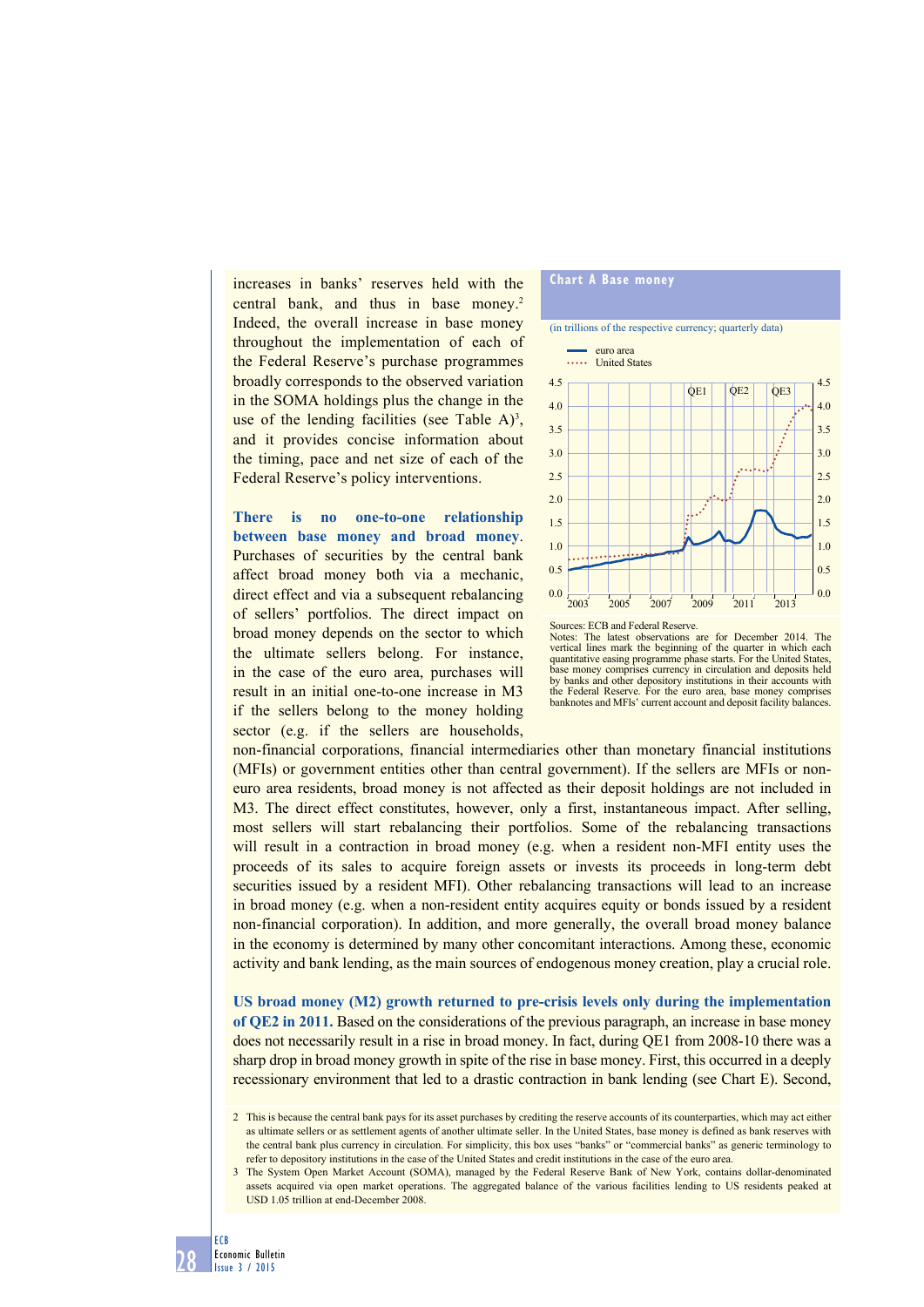increases in banks' reserves held with the central bank, and thus in base money.[2] Indeed, the overall increase in base money throughout the implementation of each of the Federal Reserve's purchase programmes broadly corresponds to the observed variation in the SOMA holdings plus the change in the use of the lending facilities (see Table A)[3], and it provides concise information about the timing, pace and net size of each of the Federal Reserve's policy interventions.

**Chart A Base money**

(in trillions of the respective currency; quarterly data)

Sources: ECB and Federal Reserve.
Notes: The latest observations are for December 2014. The vertical lines mark the beginning of the quarter in which each quantitative easing programme phase starts. For the United States, base money comprises currency in circulation and deposits held by banks and other depository institutions in their accounts with the Federal Reserve. For the euro area, base money comprises banknotes and MFIs' current account and deposit facility balances.

**There is no one-to-one relationship between base money and broad money.** Purchases of securities by the central bank affect broad money both via a mechanic, direct effect and via a subsequent rebalancing of sellers' portfolios. The direct impact on broad money depends on the sector to which the ultimate sellers belong. For instance, in the case of the euro area, purchases will result in an initial one-to-one increase in M3 if the sellers belong to the money holding sector (e.g. if the sellers are households, non-financial corporations, financial intermediaries other than monetary financial institutions (MFIs) or government entities other than central government). If the sellers are MFIs or non-euro area residents, broad money is not affected as their deposit holdings are not included in M3. The direct effect constitutes, however, only a first, instantaneous impact. After selling, most sellers will start rebalancing their portfolios. Some of the rebalancing transactions will result in a contraction in broad money (e.g. when a resident non-MFI entity uses the proceeds of its sales to acquire foreign assets or invests its proceeds in long-term debt securities issued by a resident MFI). Other rebalancing transactions will lead to an increase in broad money (e.g. when a non-resident entity acquires equity or bonds issued by a resident non-financial corporation). In addition, and more generally, the overall broad money balance in the economy is determined by many other concomitant interactions. Among these, economic activity and bank lending, as the main sources of endogenous money creation, play a crucial role.

**US broad money (M2) growth returned to pre-crisis levels only during the implementation of QE2 in 2011.** Based on the considerations of the previous paragraph, an increase in base money does not necessarily result in a rise in broad money. In fact, during QE1 from 2008-10 there was a sharp drop in broad money growth in spite of the rise in base money. First, this occurred in a deeply recessionary environment that led to a drastic contraction in bank lending (see Chart E). Second,

2 This is because the central bank pays for its asset purchases by crediting the reserve accounts of its counterparties, which may act either as ultimate sellers or as settlement agents of another ultimate seller. In the United States, base money is defined as bank reserves with the central bank plus currency in circulation. For simplicity, this box uses "banks" or "commercial banks" as generic terminology to refer to depository institutions in the case of the United States and credit institutions in the case of the euro area.

3 The System Open Market Account (SOMA), managed by the Federal Reserve Bank of New York, contains dollar-denominated assets acquired via open market operations. The aggregated balance of the various facilities lending to US residents peaked at USD 1.05 trillion at end-December 2008.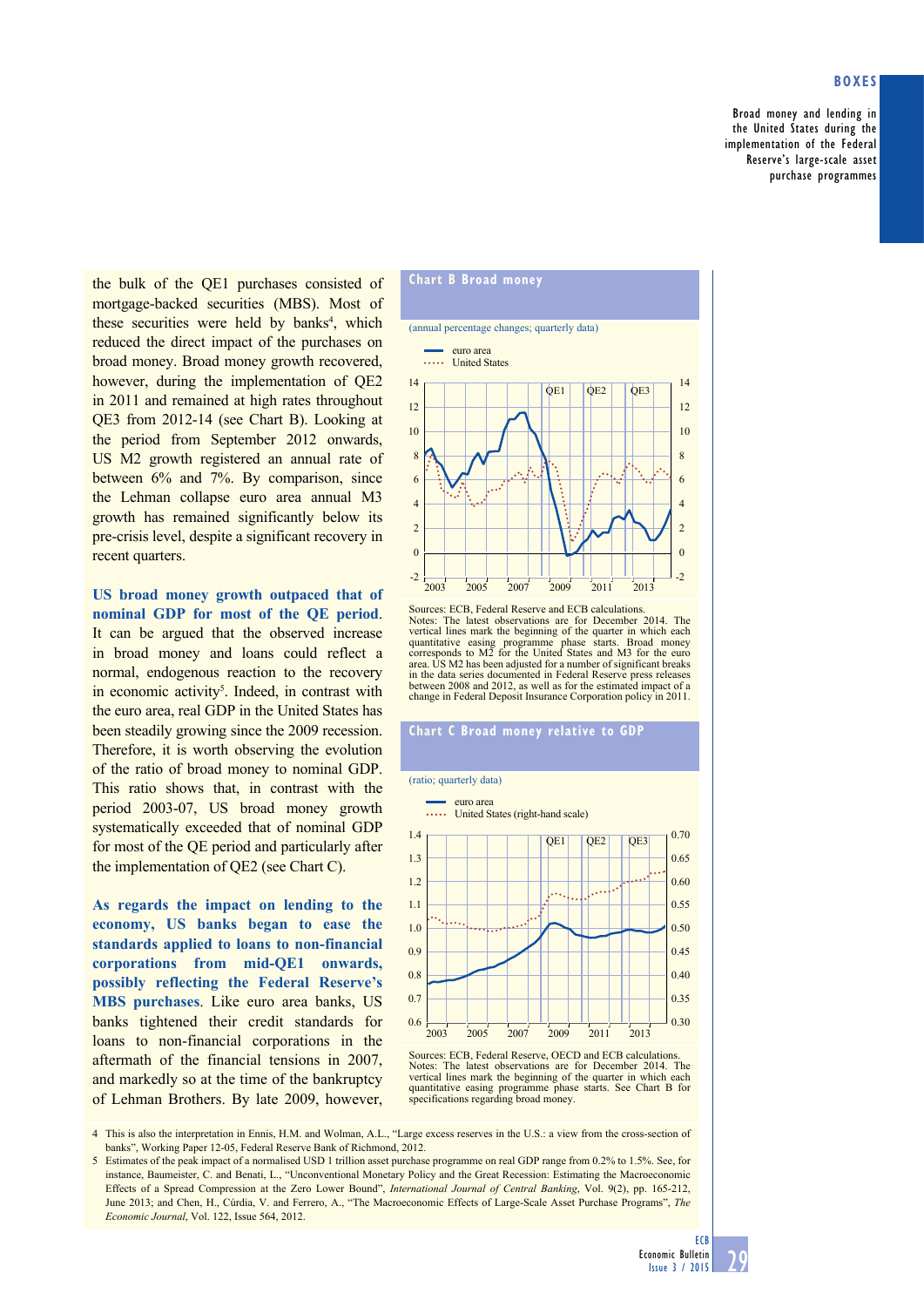the bulk of the QE1 purchases consisted of mortgage-backed securities (MBS). Most of these securities were held by banks[4], which reduced the direct impact of the purchases on broad money. Broad money growth recovered, however, during the implementation of QE2 in 2011 and remained at high rates throughout QE3 from 2012-14 (see Chart B). Looking at the period from September 2012 onwards, US M2 growth registered an annual rate of between 6% and 7%. By comparison, since the Lehman collapse euro area annual M3 growth has remained significantly below its pre-crisis level, despite a significant recovery in recent quarters.

**US broad money growth outpaced that of nominal GDP for most of the QE period.** It can be argued that the observed increase in broad money and loans could reflect a normal, endogenous reaction to the recovery in economic activity[5]. Indeed, in contrast with the euro area, real GDP in the United States has been steadily growing since the 2009 recession. Therefore, it is worth observing the evolution of the ratio of broad money to nominal GDP. This ratio shows that, in contrast with the period 2003-07, US broad money growth systematically exceeded that of nominal GDP for most of the QE period and particularly after the implementation of QE2 (see Chart C).

**As regards the impact on lending to the economy, US banks began to ease the standards applied to loans to non-financial corporations from mid-QE1 onwards, possibly reflecting the Federal Reserve's MBS purchases.** Like euro area banks, US banks tightened their credit standards for loans to non-financial corporations in the aftermath of the financial tensions in 2007, and markedly so at the time of the bankruptcy of Lehman Brothers. By late 2009, however,

**Chart B Broad money**

(annual percentage changes; quarterly data)

Sources: ECB, Federal Reserve and ECB calculations.
Notes: The latest observations are for December 2014. The vertical lines mark the beginning of the quarter in which each quantitative easing programme phase starts. Broad money corresponds to M2 for the United States and M3 for the euro area. US M2 has been adjusted for a number of significant breaks in the data series documented in Federal Reserve press releases between 2008 and 2012, as well as for the estimated impact of a change in Federal Deposit Insurance Corporation policy in 2011.

**Chart C Broad money relative to GDP**

(ratio; quarterly data)

Sources: Federal Reserve, OECD and ECB calculations.
Notes: The latest observations are for December 2014. The vertical lines mark the beginning of the quarter in which each quantitative easing programme phase starts. See Chart B for specifications regarding broad money.

4 This is also the interpretation in Ennis, H.M. and Wolman, A.L., "Large excess reserves in the U.S.: a view from the cross-section of banks", Working Paper 12-05, Federal Reserve Bank of Richmond, 2012.

5 Estimates of the peak impact of a normalised USD 1 trillion asset purchase programme on real GDP range from 0.2% to 1.5%. See, for instance, Baumeister, C. and Benati, L., "Unconventional Monetary Policy and the Great Recession: Estimating the Macroeconomic Effects of a Spread Compression at the Zero Lower Bound", *International Journal of Central Banking*, Vol. 9(2), pp. 165-212, June 2013; and Chen, H., Cúrdia, V. and Ferrero, A., "The Macroeconomic Effects of Large-Scale Asset Purchase Programs", *The Economic Journal*, Vol. 122, Issue 564, 2012.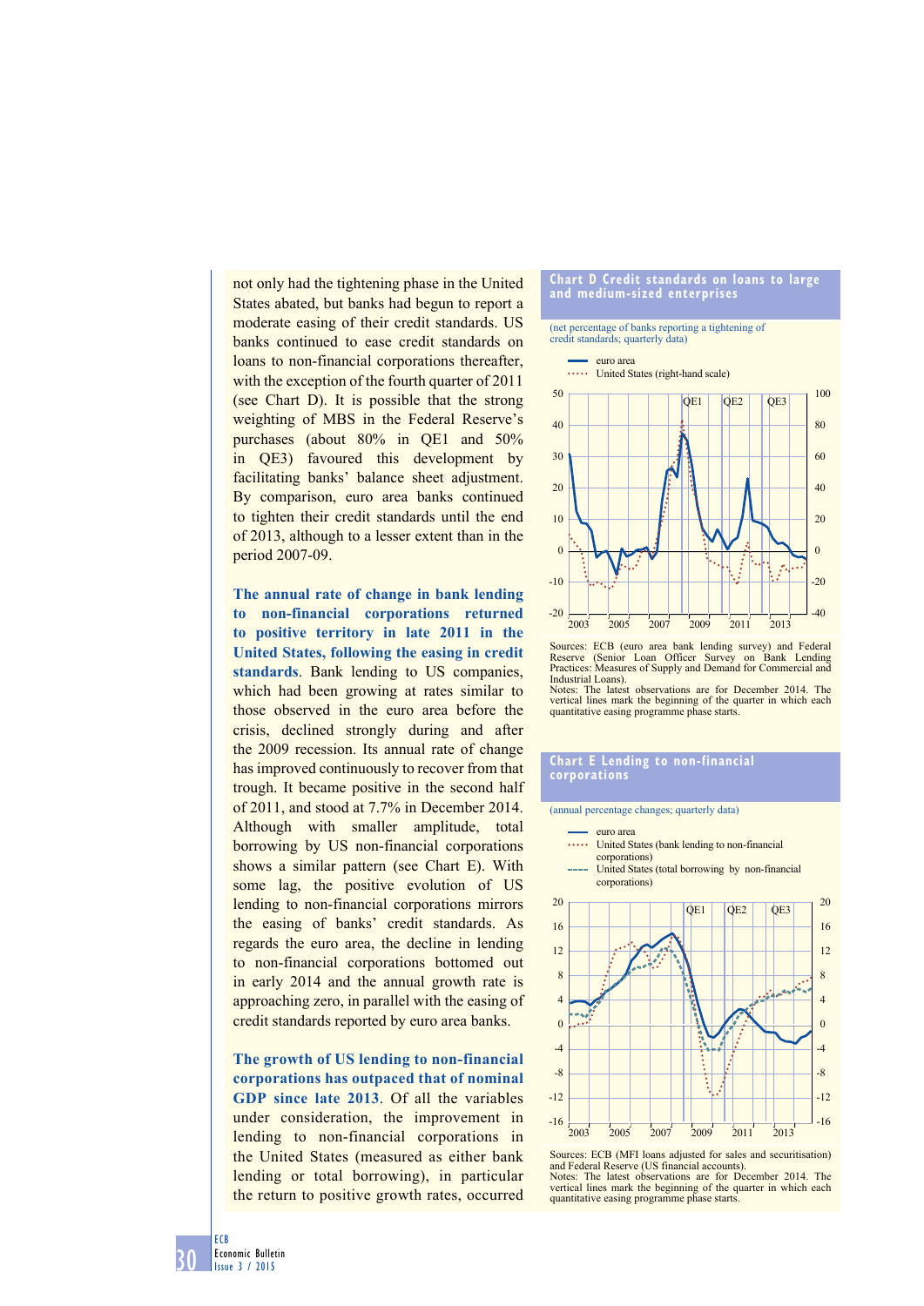not only had the tightening phase in the United States abated, but banks had begun to report a moderate easing of their credit standards. US banks continued to ease credit standards on loans to non-financial corporations thereafter, with the exception of the fourth quarter of 2011 (see Chart D). It is possible that the strong weighting of MBS in the Federal Reserve's purchases (about 80% in QE1 and 50% in QE3) favoured this development by facilitating banks' balance sheet adjustment. By comparison, euro area banks continued to tighten their credit standards until the end of 2013, although to a lesser extent than in the period 2007-09.

**The annual rate of change in bank lending to non-financial corporations returned to positive territory in late 2011 in the United States, following the easing in credit standards**. Bank lending to US companies, which had been growing at rates similar to those observed in the euro area before the crisis, declined strongly during and after the 2009 recession. Its annual rate of change has improved continuously to recover from that trough. It became positive in the second half of 2011, and stood at 7.7% in December 2014. Although with smaller amplitude, total borrowing by US non-financial corporations shows a similar pattern (see Chart E). With some lag, the positive evolution of US lending to non-financial corporations mirrors the easing of banks' credit standards. As regards the euro area, the decline in lending to non-financial corporations bottomed out in early 2014 and the annual growth rate is approaching zero, in parallel with the easing of credit standards reported by euro area banks.

**The growth of US lending to non-financial corporations has outpaced that of nominal GDP since late 2013**. Of all the variables under consideration, the improvement in lending to non-financial corporations in the United States (measured as either bank lending or total borrowing), in particular the return to positive growth rates, occurred

**Chart D Credit standards on loans to large and medium-sized enterprises**

(net percentage of banks reporting a tightening of credit standards; quarterly data)

Sources: ECB (euro area bank lending survey) and Federal Reserve (Senior Loan Officer Survey on Bank Lending Practices: Measures of Supply and Demand for Commercial and Industrial Loans).
Notes: The latest observations are for December 2014. The vertical lines mark the beginning of the quarter in which each quantitative easing programme phase starts.

**Chart E Lending to non-financial corporations**

(annual percentage changes; quarterly data)

Sources: ECB (MFI loans adjusted for sales and securitisation) and Federal Reserve (US financial accounts).
Notes: The latest observations are for December 2014. The vertical lines mark the beginning of the quarter in which each quantitative easing programme phase starts.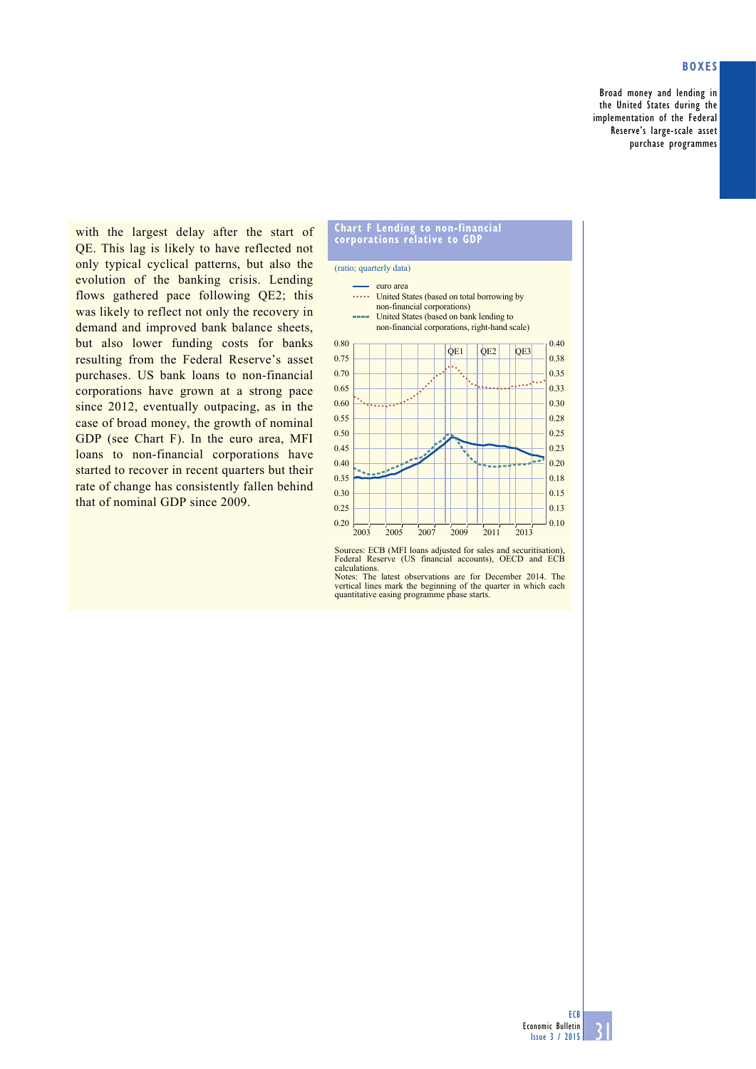with the largest delay after the start of QE. This lag is likely to have reflected not only typical cyclical patterns, but also the evolution of the banking crisis. Lending flows gathered pace following QE2; this was likely to reflect not only the recovery in demand and improved bank balance sheets, but also lower funding costs for banks resulting from the Federal Reserve's asset purchases. US bank loans to non-financial corporations have grown at a strong pace since 2012, eventually outpacing, as in the case of broad money, the growth of nominal GDP (see Chart F). In the euro area, MFI loans to non-financial corporations have started to recover in recent quarters but their rate of change has consistently fallen behind that of nominal GDP since 2009.

**Chart F Lending to non-financial corporations relative to GDP**

(ratio; quarterly data)

euro area
United States (based on total borrowing by non-financial corporations)
United States (based on bank lending to non-financial corporations, right-hand scale)

QE1
QE2
QE3

0.80
0.75
0.70
0.65
0.60
0.55
0.50
0.45
0.40
0.35
0.30
0.25
0.20

0.40
0.38
0.35
0.33
0.30
0.28
0.25
0.23
0.20
0.18
0.15
0.13
0.10

2003
2005
2007
2009
2011
2013

Sources: ECB (MFI loans adjusted for sales and securitisation), Federal Reserve (US financial accounts), OECD and ECB calculations.
Notes: The latest observations are for December 2014. The vertical lines mark the beginning of the quarter in which each quantitative easing programme phase starts.